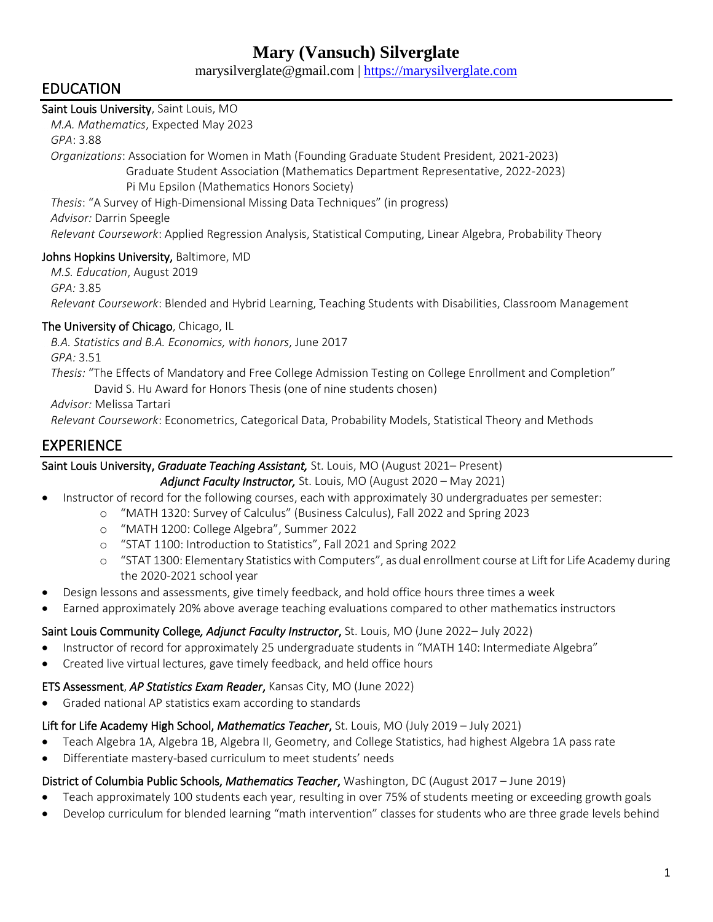# Mary (Vansuch) Silverglate

marysilverglate@gmail.com | https://marysilverglate.com

## EDUCATION

**Saint Louis University**, Saint Louis, MO

*M.A. Mathematics*, Expected May 2023

*GPA*: 3.88

*Organizations*: Association for Women in Math (Founding Graduate Student President, 2021-2023)
Graduate Student Association (Mathematics Department Representative, 2022-2023)
Pi Mu Epsilon (Mathematics Honors Society)

*Thesis*: "A Survey of High-Dimensional Missing Data Techniques" (in progress)

*Advisor:* Darrin Speegle

*Relevant Coursework*: Applied Regression Analysis, Statistical Computing, Linear Algebra, Probability Theory

**Johns Hopkins University,** Baltimore, MD

*M.S. Education*, August 2019

*GPA:* 3.85

*Relevant Coursework*: Blended and Hybrid Learning, Teaching Students with Disabilities, Classroom Management

**The University of Chicago**, Chicago, IL

*B.A. Statistics and B.A. Economics, with honors*, June 2017

*GPA:* 3.51

*Thesis:* "The Effects of Mandatory and Free College Admission Testing on College Enrollment and Completion"
David S. Hu Award for Honors Thesis (one of nine students chosen)

*Advisor:* Melissa Tartari

*Relevant Coursework*: Econometrics, Categorical Data, Probability Models, Statistical Theory and Methods

## EXPERIENCE

**Saint Louis University**, ***Graduate Teaching Assistant,*** St. Louis, MO (August 2021– Present)
***Adjunct Faculty Instructor,*** St. Louis, MO (August 2020 – May 2021)

- Instructor of record for the following courses, each with approximately 30 undergraduates per semester:
  - "MATH 1320: Survey of Calculus" (Business Calculus), Fall 2022 and Spring 2023
  - "MATH 1200: College Algebra", Summer 2022
  - "STAT 1100: Introduction to Statistics", Fall 2021 and Spring 2022
  - "STAT 1300: Elementary Statistics with Computers", as dual enrollment course at Lift for Life Academy during the 2020-2021 school year
- Design lessons and assessments, give timely feedback, and hold office hours three times a week
- Earned approximately 20% above average teaching evaluations compared to other mathematics instructors

**Saint Louis Community College**, ***Adjunct Faculty Instructor***, St. Louis, MO (June 2022– July 2022)

- Instructor of record for approximately 25 undergraduate students in "MATH 140: Intermediate Algebra"
- Created live virtual lectures, gave timely feedback, and held office hours

**ETS Assessment**, ***AP Statistics Exam Reader***, Kansas City, MO (June 2022)

- Graded national AP statistics exam according to standards

**Lift for Life Academy High School**, ***Mathematics Teacher***, St. Louis, MO (July 2019 – July 2021)

- Teach Algebra 1A, Algebra 1B, Algebra II, Geometry, and College Statistics, had highest Algebra 1A pass rate
- Differentiate mastery-based curriculum to meet students' needs

**District of Columbia Public Schools**, ***Mathematics Teacher***, Washington, DC (August 2017 – June 2019)

- Teach approximately 100 students each year, resulting in over 75% of students meeting or exceeding growth goals
- Develop curriculum for blended learning "math intervention" classes for students who are three grade levels behind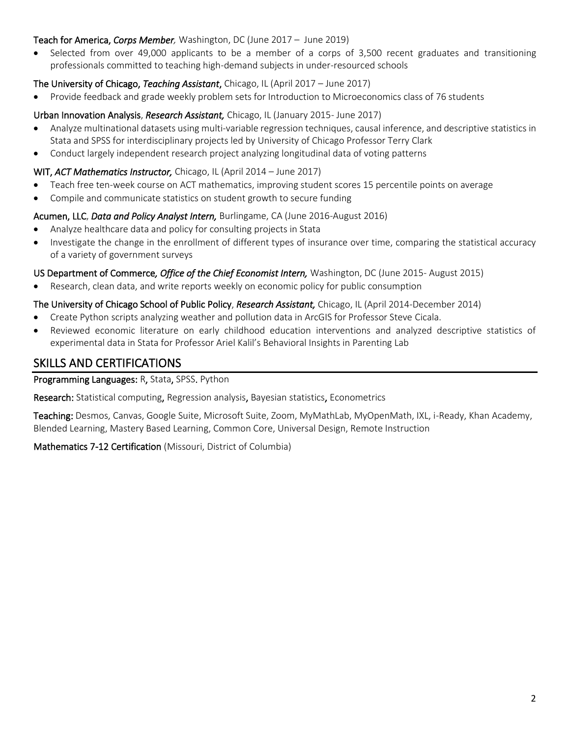**Teach for America,** ***Corps Member,*** Washington, DC (June 2017 – June 2019)

- Selected from over 49,000 applicants to be a member of a corps of 3,500 recent graduates and transitioning professionals committed to teaching high-demand subjects in under-resourced schools

**The University of Chicago,** ***Teaching Assistant*****,** Chicago, IL (April 2017 – June 2017)

- Provide feedback and grade weekly problem sets for Introduction to Microeconomics class of 76 students

**Urban Innovation Analysis**, ***Research Assistant,*** Chicago, IL (January 2015- June 2017)

- Analyze multinational datasets using multi-variable regression techniques, causal inference, and descriptive statistics in Stata and SPSS for interdisciplinary projects led by University of Chicago Professor Terry Clark
- Conduct largely independent research project analyzing longitudinal data of voting patterns

**WIT,** ***ACT Mathematics Instructor,*** Chicago, IL (April 2014 – June 2017)

- Teach free ten-week course on ACT mathematics, improving student scores 15 percentile points on average
- Compile and communicate statistics on student growth to secure funding

**Acumen, LLC**, ***Data and Policy Analyst Intern,*** Burlingame, CA (June 2016-August 2016)

- Analyze healthcare data and policy for consulting projects in Stata
- Investigate the change in the enrollment of different types of insurance over time, comparing the statistical accuracy of a variety of government surveys

**US Department of Commerce*****, Office of the Chief Economist Intern,*** Washington, DC (June 2015- August 2015)

- Research, clean data, and write reports weekly on economic policy for public consumption

**The University of Chicago School of Public Policy**, ***Research Assistant,*** Chicago, IL (April 2014-December 2014)

- Create Python scripts analyzing weather and pollution data in ArcGIS for Professor Steve Cicala.
- Reviewed economic literature on early childhood education interventions and analyzed descriptive statistics of experimental data in Stata for Professor Ariel Kalil's Behavioral Insights in Parenting Lab

## SKILLS AND CERTIFICATIONS

**Programming Languages:** R, Stata, SPSS. Python

**Research:** Statistical computing, Regression analysis, Bayesian statistics, Econometrics

**Teaching:** Desmos, Canvas, Google Suite, Microsoft Suite, Zoom, MyMathLab, MyOpenMath, IXL, i-Ready, Khan Academy, Blended Learning, Mastery Based Learning, Common Core, Universal Design, Remote Instruction

**Mathematics 7-12 Certification** (Missouri, District of Columbia)